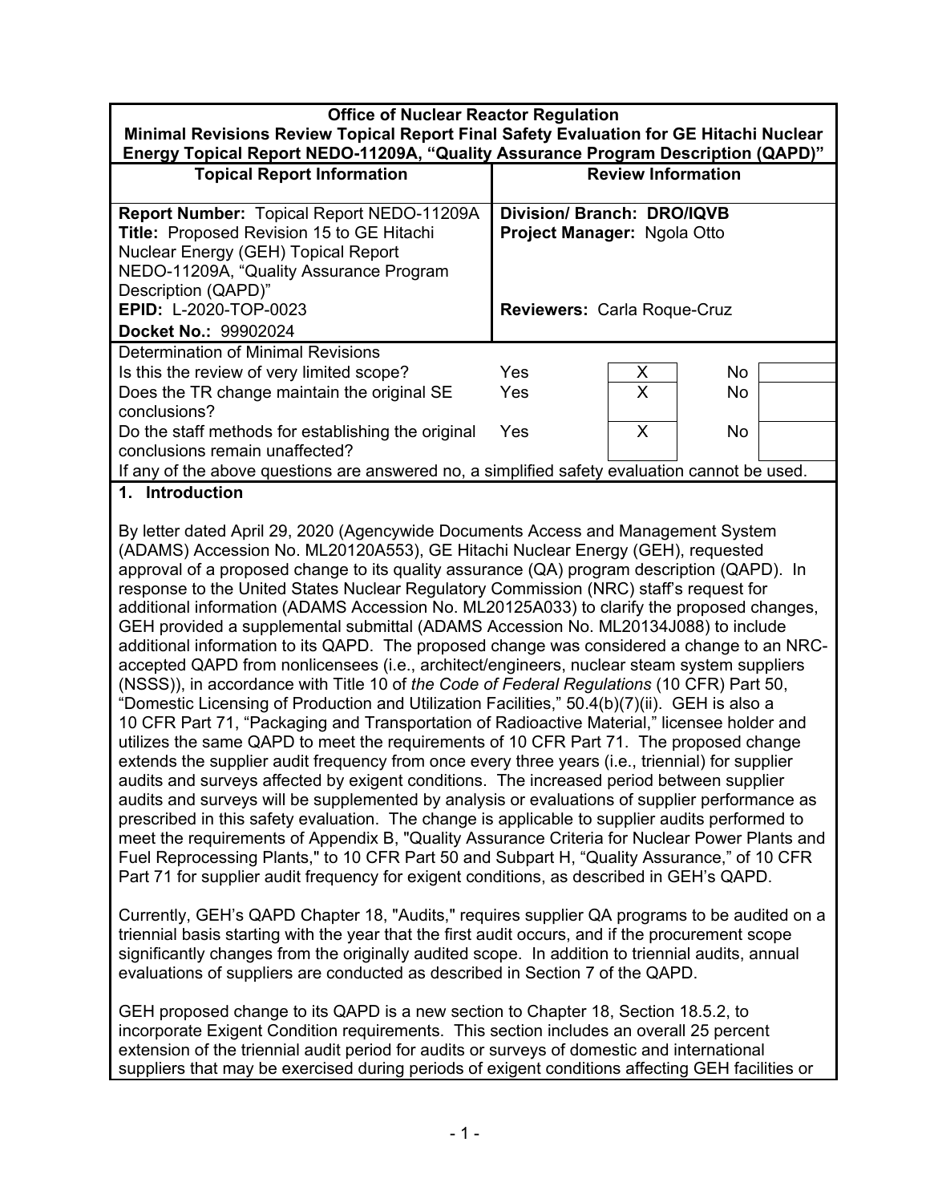| **Office of Nuclear Reactor Regulation**<br>**Minimal Revisions Review Topical Report Final Safety Evaluation for GE Hitachi Nuclear Energy Topical Report NEDO-11209A, "Quality Assurance Program Description (QAPD)"** | | | | |
|---|---|---|---|---|
| **Topical Report Information** | **Review Information** | | | |
| **Report Number:** Topical Report NEDO-11209A<br>**Title:** Proposed Revision 15 to GE Hitachi Nuclear Energy (GEH) Topical Report NEDO-11209A, "Quality Assurance Program Description (QAPD)"<br>**EPID:** L-2020-TOP-0023<br>**Docket No.:** 99902024 | **Division/ Branch: DRO/IQVB**<br>**Project Manager:** Ngola Otto<br><br>**Reviewers:** Carla Roque-Cruz | | | |
| Determination of Minimal Revisions | | | | |
| Is this the review of very limited scope? | Yes | X | No | |
| Does the TR change maintain the original SE conclusions? | Yes | X | No | |
| Do the staff methods for establishing the original conclusions remain unaffected? | Yes | X | No | |
| If any of the above questions are answered no, a simplified safety evaluation cannot be used. | | | | |

## 1. Introduction

By letter dated April 29, 2020 (Agencywide Documents Access and Management System (ADAMS) Accession No. ML20120A553), GE Hitachi Nuclear Energy (GEH), requested approval of a proposed change to its quality assurance (QA) program description (QAPD). In response to the United States Nuclear Regulatory Commission (NRC) staff's request for additional information (ADAMS Accession No. ML20125A033) to clarify the proposed changes, GEH provided a supplemental submittal (ADAMS Accession No. ML20134J088) to include additional information to its QAPD. The proposed change was considered a change to an NRC-accepted QAPD from nonlicensees (i.e., architect/engineers, nuclear steam system suppliers (NSSS)), in accordance with Title 10 of *the Code of Federal Regulations* (10 CFR) Part 50, "Domestic Licensing of Production and Utilization Facilities," 50.4(b)(7)(ii). GEH is also a 10 CFR Part 71, "Packaging and Transportation of Radioactive Material," licensee holder and utilizes the same QAPD to meet the requirements of 10 CFR Part 71. The proposed change extends the supplier audit frequency from once every three years (i.e., triennial) for supplier audits and surveys affected by exigent conditions. The increased period between supplier audits and surveys will be supplemented by analysis or evaluations of supplier performance as prescribed in this safety evaluation. The change is applicable to supplier audits performed to meet the requirements of Appendix B, "Quality Assurance Criteria for Nuclear Power Plants and Fuel Reprocessing Plants," to 10 CFR Part 50 and Subpart H, "Quality Assurance," of 10 CFR Part 71 for supplier audit frequency for exigent conditions, as described in GEH's QAPD.

Currently, GEH's QAPD Chapter 18, "Audits," requires supplier QA programs to be audited on a triennial basis starting with the year that the first audit occurs, and if the procurement scope significantly changes from the originally audited scope. In addition to triennial audits, annual evaluations of suppliers are conducted as described in Section 7 of the QAPD.

GEH proposed change to its QAPD is a new section to Chapter 18, Section 18.5.2, to incorporate Exigent Condition requirements. This section includes an overall 25 percent extension of the triennial audit period for audits or surveys of domestic and international suppliers that may be exercised during periods of exigent conditions affecting GEH facilities or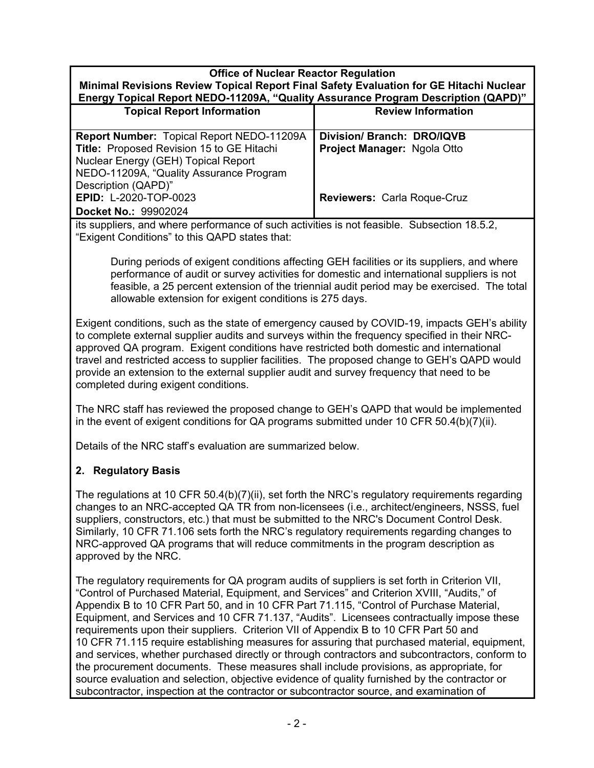| Office of Nuclear Reactor Regulation<br>Minimal Revisions Review Topical Report Final Safety Evaluation for GE Hitachi Nuclear Energy Topical Report NEDO-11209A, "Quality Assurance Program Description (QAPD)" | |
|---|---|
| **Topical Report Information** | **Review Information** |
| **Report Number:** Topical Report NEDO-11209A<br>**Title:** Proposed Revision 15 to GE Hitachi Nuclear Energy (GEH) Topical Report NEDO-11209A, "Quality Assurance Program Description (QAPD)"<br>**EPID:** L-2020-TOP-0023<br>**Docket No.:** 99902024 | **Division/ Branch: DRO/IQVB**<br>**Project Manager:** Ngola Otto<br><br>**Reviewers:** Carla Roque-Cruz |

its suppliers, and where performance of such activities is not feasible. Subsection 18.5.2, "Exigent Conditions" to this QAPD states that:

> During periods of exigent conditions affecting GEH facilities or its suppliers, and where performance of audit or survey activities for domestic and international suppliers is not feasible, a 25 percent extension of the triennial audit period may be exercised. The total allowable extension for exigent conditions is 275 days.

Exigent conditions, such as the state of emergency caused by COVID-19, impacts GEH's ability to complete external supplier audits and surveys within the frequency specified in their NRC-approved QA program. Exigent conditions have restricted both domestic and international travel and restricted access to supplier facilities. The proposed change to GEH's QAPD would provide an extension to the external supplier audit and survey frequency that need to be completed during exigent conditions.

The NRC staff has reviewed the proposed change to GEH's QAPD that would be implemented in the event of exigent conditions for QA programs submitted under 10 CFR 50.4(b)(7)(ii).

Details of the NRC staff's evaluation are summarized below.

## 2. Regulatory Basis

The regulations at 10 CFR 50.4(b)(7)(ii), set forth the NRC's regulatory requirements regarding changes to an NRC-accepted QA TR from non-licensees (i.e., architect/engineers, NSSS, fuel suppliers, constructors, etc.) that must be submitted to the NRC's Document Control Desk. Similarly, 10 CFR 71.106 sets forth the NRC's regulatory requirements regarding changes to NRC-approved QA programs that will reduce commitments in the program description as approved by the NRC.

The regulatory requirements for QA program audits of suppliers is set forth in Criterion VII, "Control of Purchased Material, Equipment, and Services" and Criterion XVIII, "Audits," of Appendix B to 10 CFR Part 50, and in 10 CFR Part 71.115, "Control of Purchase Material, Equipment, and Services and 10 CFR 71.137, "Audits". Licensees contractually impose these requirements upon their suppliers. Criterion VII of Appendix B to 10 CFR Part 50 and 10 CFR 71.115 require establishing measures for assuring that purchased material, equipment, and services, whether purchased directly or through contractors and subcontractors, conform to the procurement documents. These measures shall include provisions, as appropriate, for source evaluation and selection, objective evidence of quality furnished by the contractor or subcontractor, inspection at the contractor or subcontractor source, and examination of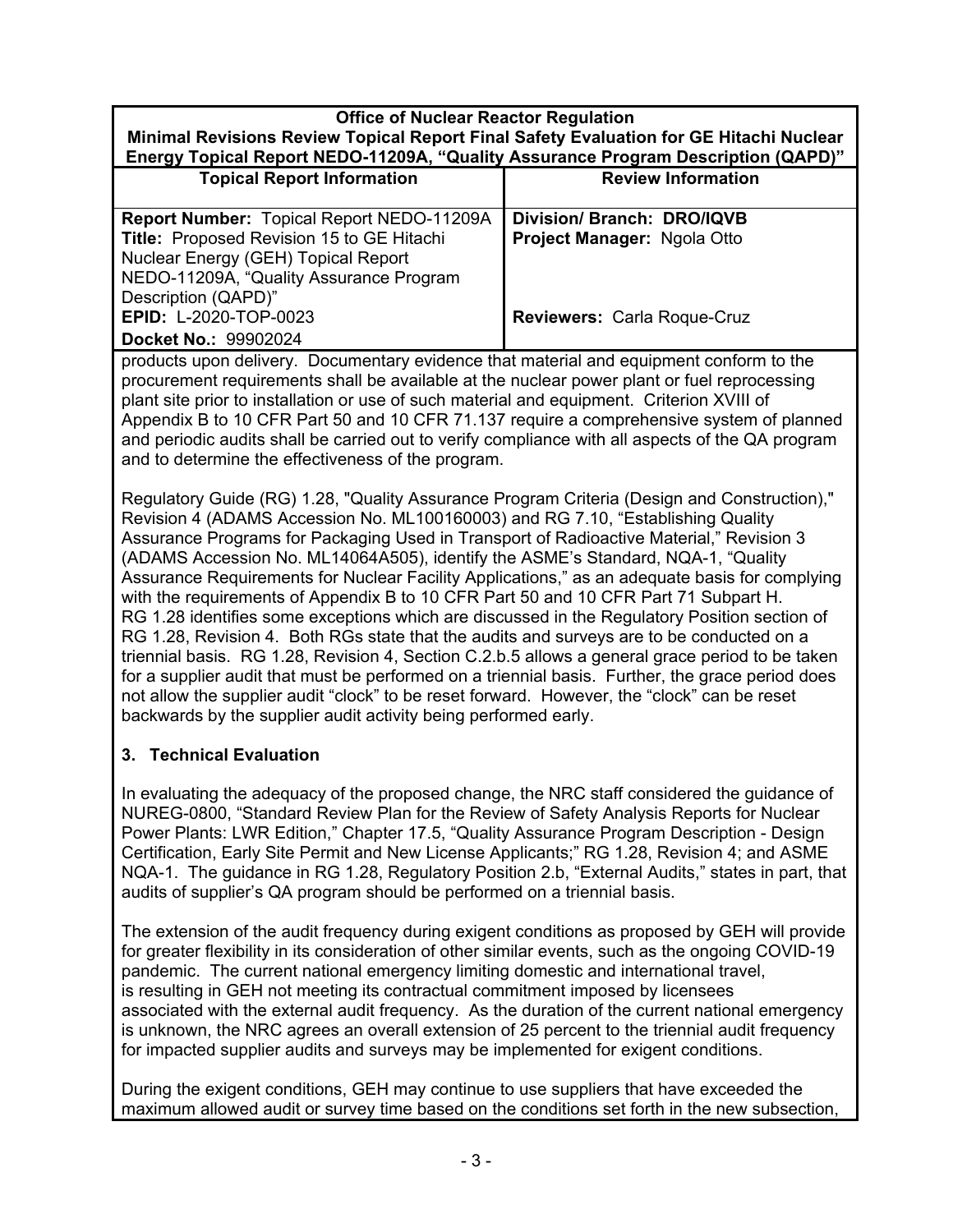| Office of Nuclear Reactor Regulation<br>Minimal Revisions Review Topical Report Final Safety Evaluation for GE Hitachi Nuclear Energy Topical Report NEDO-11209A, "Quality Assurance Program Description (QAPD)" | |
|---|---|
| **Topical Report Information** | **Review Information** |
| **Report Number:** Topical Report NEDO-11209A<br>**Title:** Proposed Revision 15 to GE Hitachi Nuclear Energy (GEH) Topical Report NEDO-11209A, "Quality Assurance Program Description (QAPD)"<br>**EPID:** L-2020-TOP-0023<br>**Docket No.:** 99902024 | **Division/ Branch:** DRO/IQVB<br>**Project Manager:** Ngola Otto<br><br>**Reviewers:** Carla Roque-Cruz |

products upon delivery. Documentary evidence that material and equipment conform to the procurement requirements shall be available at the nuclear power plant or fuel reprocessing plant site prior to installation or use of such material and equipment. Criterion XVIII of Appendix B to 10 CFR Part 50 and 10 CFR 71.137 require a comprehensive system of planned and periodic audits shall be carried out to verify compliance with all aspects of the QA program and to determine the effectiveness of the program.

Regulatory Guide (RG) 1.28, "Quality Assurance Program Criteria (Design and Construction)," Revision 4 (ADAMS Accession No. ML100160003) and RG 7.10, "Establishing Quality Assurance Programs for Packaging Used in Transport of Radioactive Material," Revision 3 (ADAMS Accession No. ML14064A505), identify the ASME's Standard, NQA-1, "Quality Assurance Requirements for Nuclear Facility Applications," as an adequate basis for complying with the requirements of Appendix B to 10 CFR Part 50 and 10 CFR Part 71 Subpart H. RG 1.28 identifies some exceptions which are discussed in the Regulatory Position section of RG 1.28, Revision 4. Both RGs state that the audits and surveys are to be conducted on a triennial basis. RG 1.28, Revision 4, Section C.2.b.5 allows a general grace period to be taken for a supplier audit that must be performed on a triennial basis. Further, the grace period does not allow the supplier audit "clock" to be reset forward. However, the "clock" can be reset backwards by the supplier audit activity being performed early.

## 3. Technical Evaluation

In evaluating the adequacy of the proposed change, the NRC staff considered the guidance of NUREG-0800, "Standard Review Plan for the Review of Safety Analysis Reports for Nuclear Power Plants: LWR Edition," Chapter 17.5, "Quality Assurance Program Description - Design Certification, Early Site Permit and New License Applicants;" RG 1.28, Revision 4; and ASME NQA-1. The guidance in RG 1.28, Regulatory Position 2.b, "External Audits," states in part, that audits of supplier's QA program should be performed on a triennial basis.

The extension of the audit frequency during exigent conditions as proposed by GEH will provide for greater flexibility in its consideration of other similar events, such as the ongoing COVID-19 pandemic. The current national emergency limiting domestic and international travel, is resulting in GEH not meeting its contractual commitment imposed by licensees associated with the external audit frequency. As the duration of the current national emergency is unknown, the NRC agrees an overall extension of 25 percent to the triennial audit frequency for impacted supplier audits and surveys may be implemented for exigent conditions.

During the exigent conditions, GEH may continue to use suppliers that have exceeded the maximum allowed audit or survey time based on the conditions set forth in the new subsection,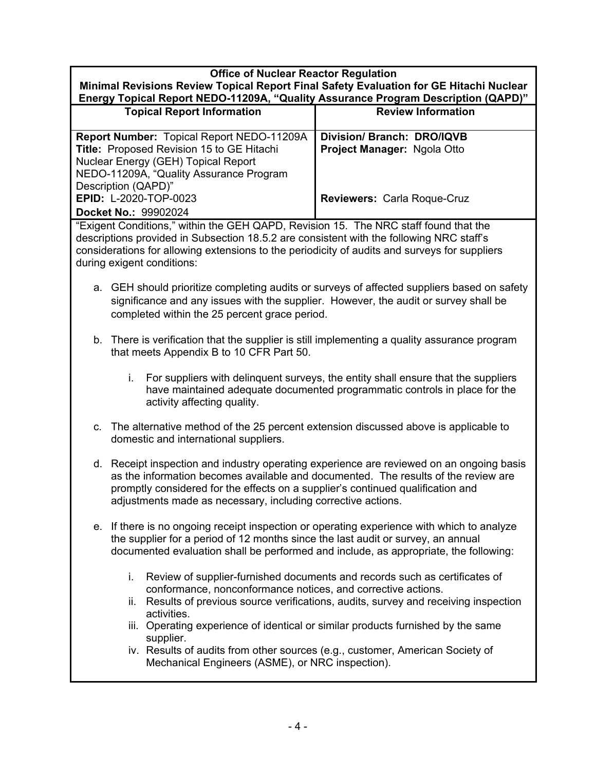| Office of Nuclear Reactor Regulation<br>Minimal Revisions Review Topical Report Final Safety Evaluation for GE Hitachi Nuclear Energy Topical Report NEDO-11209A, "Quality Assurance Program Description (QAPD)" | |
|---|---|
| **Topical Report Information** | **Review Information** |
| **Report Number:** Topical Report NEDO-11209A<br>**Title:** Proposed Revision 15 to GE Hitachi Nuclear Energy (GEH) Topical Report NEDO-11209A, "Quality Assurance Program Description (QAPD)"<br>**EPID:** L-2020-TOP-0023<br>**Docket No.:** 99902024 | **Division/ Branch: DRO/IQVB**<br>**Project Manager:** Ngola Otto<br><br>**Reviewers:** Carla Roque-Cruz |

"Exigent Conditions," within the GEH QAPD, Revision 15. The NRC staff found that the descriptions provided in Subsection 18.5.2 are consistent with the following NRC staff's considerations for allowing extensions to the periodicity of audits and surveys for suppliers during exigent conditions:

a. GEH should prioritize completing audits or surveys of affected suppliers based on safety significance and any issues with the supplier. However, the audit or survey shall be completed within the 25 percent grace period.

b. There is verification that the supplier is still implementing a quality assurance program that meets Appendix B to 10 CFR Part 50.

   i. For suppliers with delinquent surveys, the entity shall ensure that the suppliers have maintained adequate documented programmatic controls in place for the activity affecting quality.

c. The alternative method of the 25 percent extension discussed above is applicable to domestic and international suppliers.

d. Receipt inspection and industry operating experience are reviewed on an ongoing basis as the information becomes available and documented. The results of the review are promptly considered for the effects on a supplier's continued qualification and adjustments made as necessary, including corrective actions.

e. If there is no ongoing receipt inspection or operating experience with which to analyze the supplier for a period of 12 months since the last audit or survey, an annual documented evaluation shall be performed and include, as appropriate, the following:

   i. Review of supplier-furnished documents and records such as certificates of conformance, nonconformance notices, and corrective actions.
   ii. Results of previous source verifications, audits, survey and receiving inspection activities.
   iii. Operating experience of identical or similar products furnished by the same supplier.
   iv. Results of audits from other sources (e.g., customer, American Society of Mechanical Engineers (ASME), or NRC inspection).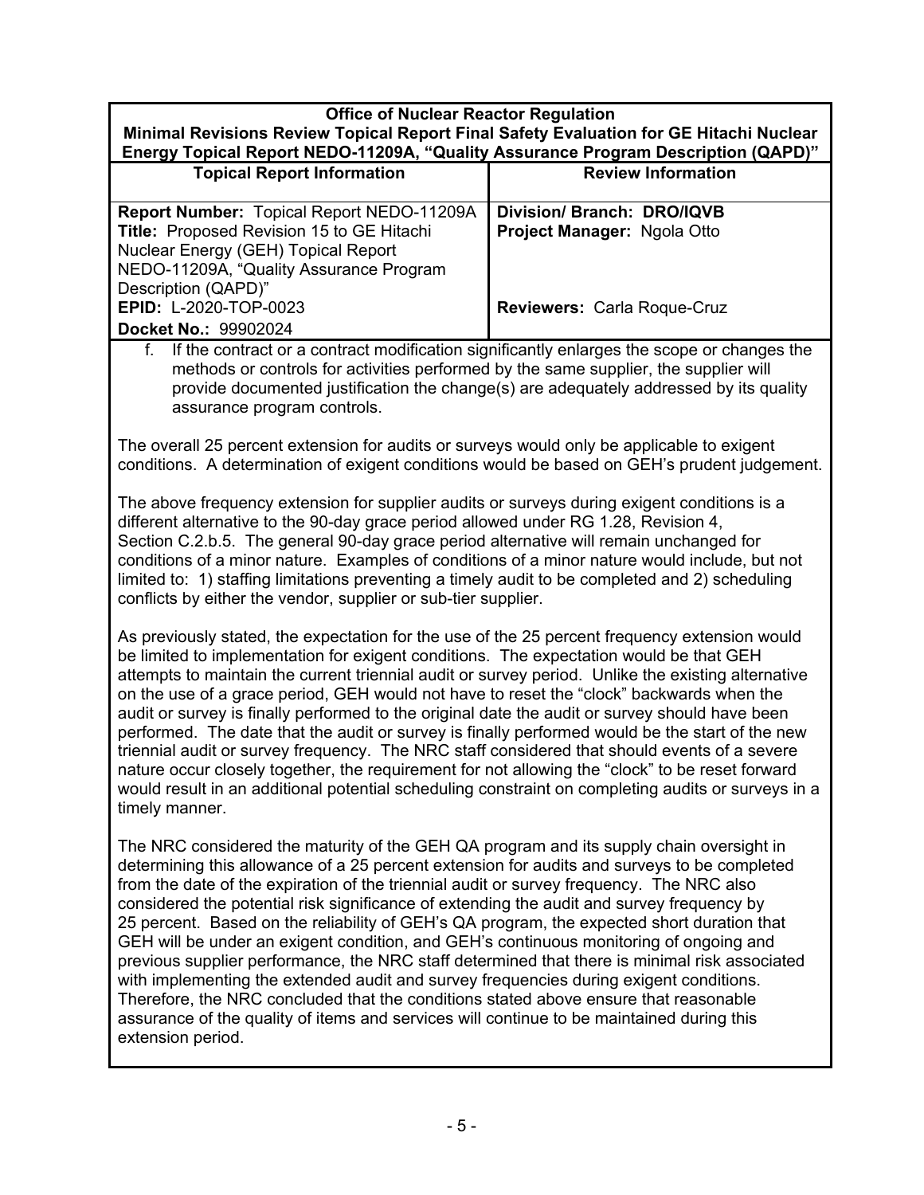| Office of Nuclear Reactor Regulation<br>Minimal Revisions Review Topical Report Final Safety Evaluation for GE Hitachi Nuclear Energy Topical Report NEDO-11209A, "Quality Assurance Program Description (QAPD)" | |
|---|---|
| **Topical Report Information** | **Review Information** |
| **Report Number:** Topical Report NEDO-11209A<br>**Title:** Proposed Revision 15 to GE Hitachi Nuclear Energy (GEH) Topical Report NEDO-11209A, "Quality Assurance Program Description (QAPD)"<br>**EPID:** L-2020-TOP-0023<br>**Docket No.:** 99902024 | **Division/ Branch: DRO/IQVB**<br>**Project Manager:** Ngola Otto<br><br>**Reviewers:** Carla Roque-Cruz |

f. If the contract or a contract modification significantly enlarges the scope or changes the methods or controls for activities performed by the same supplier, the supplier will provide documented justification the change(s) are adequately addressed by its quality assurance program controls.

The overall 25 percent extension for audits or surveys would only be applicable to exigent conditions. A determination of exigent conditions would be based on GEH's prudent judgement.

The above frequency extension for supplier audits or surveys during exigent conditions is a different alternative to the 90-day grace period allowed under RG 1.28, Revision 4, Section C.2.b.5. The general 90-day grace period alternative will remain unchanged for conditions of a minor nature. Examples of conditions of a minor nature would include, but not limited to: 1) staffing limitations preventing a timely audit to be completed and 2) scheduling conflicts by either the vendor, supplier or sub-tier supplier.

As previously stated, the expectation for the use of the 25 percent frequency extension would be limited to implementation for exigent conditions. The expectation would be that GEH attempts to maintain the current triennial audit or survey period. Unlike the existing alternative on the use of a grace period, GEH would not have to reset the "clock" backwards when the audit or survey is finally performed to the original date the audit or survey should have been performed. The date that the audit or survey is finally performed would be the start of the new triennial audit or survey frequency. The NRC staff considered that should events of a severe nature occur closely together, the requirement for not allowing the "clock" to be reset forward would result in an additional potential scheduling constraint on completing audits or surveys in a timely manner.

The NRC considered the maturity of the GEH QA program and its supply chain oversight in determining this allowance of a 25 percent extension for audits and surveys to be completed from the date of the expiration of the triennial audit or survey frequency. The NRC also considered the potential risk significance of extending the audit and survey frequency by 25 percent. Based on the reliability of GEH's QA program, the expected short duration that GEH will be under an exigent condition, and GEH's continuous monitoring of ongoing and previous supplier performance, the NRC staff determined that there is minimal risk associated with implementing the extended audit and survey frequencies during exigent conditions. Therefore, the NRC concluded that the conditions stated above ensure that reasonable assurance of the quality of items and services will continue to be maintained during this extension period.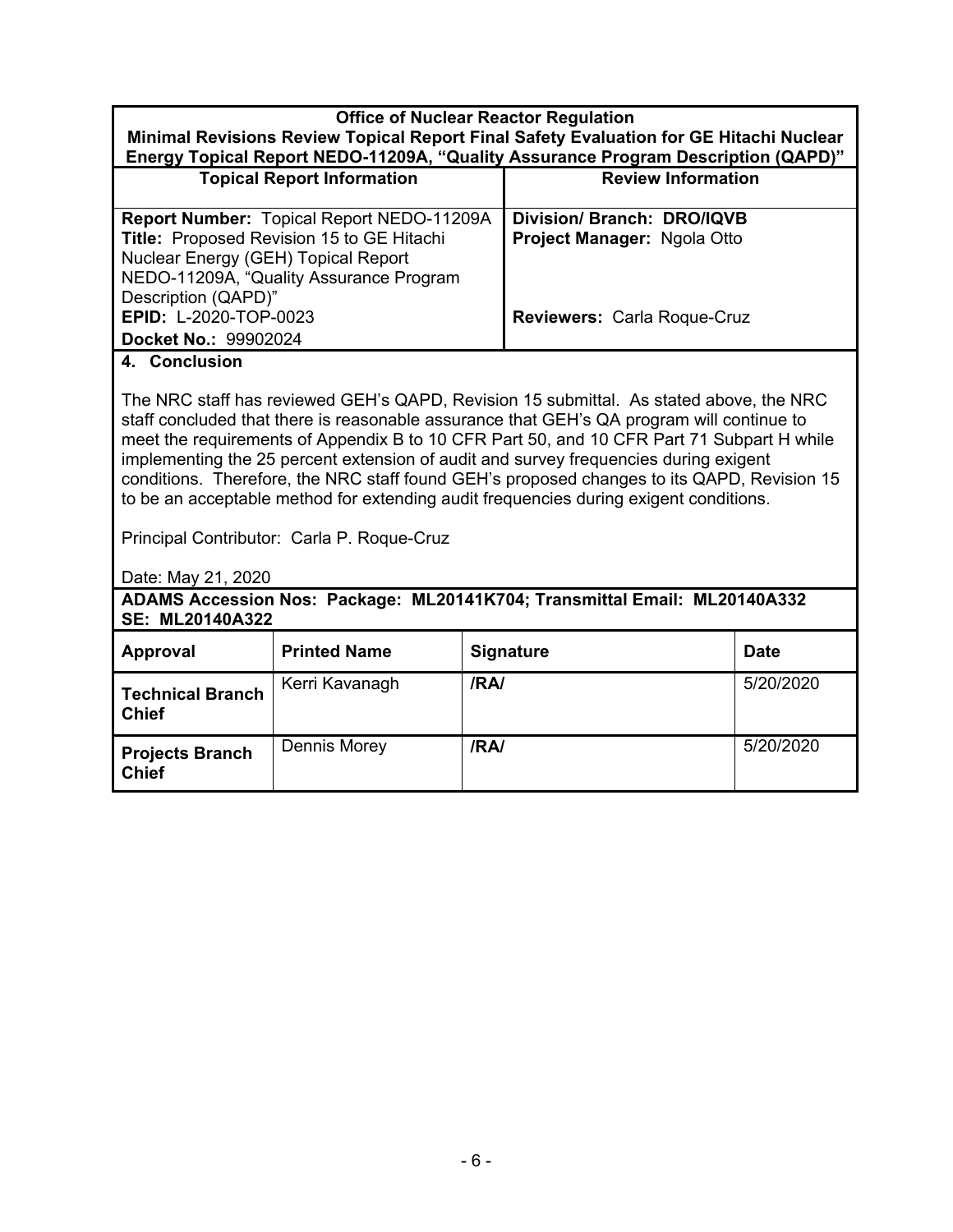**Office of Nuclear Reactor Regulation**
**Minimal Revisions Review Topical Report Final Safety Evaluation for GE Hitachi Nuclear Energy Topical Report NEDO-11209A, "Quality Assurance Program Description (QAPD)"**

| Topical Report Information | Review Information |
|---|---|
| **Report Number:** Topical Report NEDO-11209A<br>**Title:** Proposed Revision 15 to GE Hitachi Nuclear Energy (GEH) Topical Report NEDO-11209A, "Quality Assurance Program Description (QAPD)"<br>**EPID:** L-2020-TOP-0023<br>**Docket No.:** 99902024 | **Division/ Branch: DRO/IQVB**<br>**Project Manager:** Ngola Otto<br><br>**Reviewers:** Carla Roque-Cruz |

## 4. Conclusion

The NRC staff has reviewed GEH's QAPD, Revision 15 submittal. As stated above, the NRC staff concluded that there is reasonable assurance that GEH's QA program will continue to meet the requirements of Appendix B to 10 CFR Part 50, and 10 CFR Part 71 Subpart H while implementing the 25 percent extension of audit and survey frequencies during exigent conditions. Therefore, the NRC staff found GEH's proposed changes to its QAPD, Revision 15 to be an acceptable method for extending audit frequencies during exigent conditions.

Principal Contributor: Carla P. Roque-Cruz

Date: May 21, 2020

**ADAMS Accession Nos: Package: ML20141K704; Transmittal Email: ML20140A332**
**SE: ML20140A322**

| Approval | Printed Name | Signature | Date |
|---|---|---|---|
| **Technical Branch Chief** | Kerri Kavanagh | **/RA/** | 5/20/2020 |
| **Projects Branch Chief** | Dennis Morey | **/RA/** | 5/20/2020 |